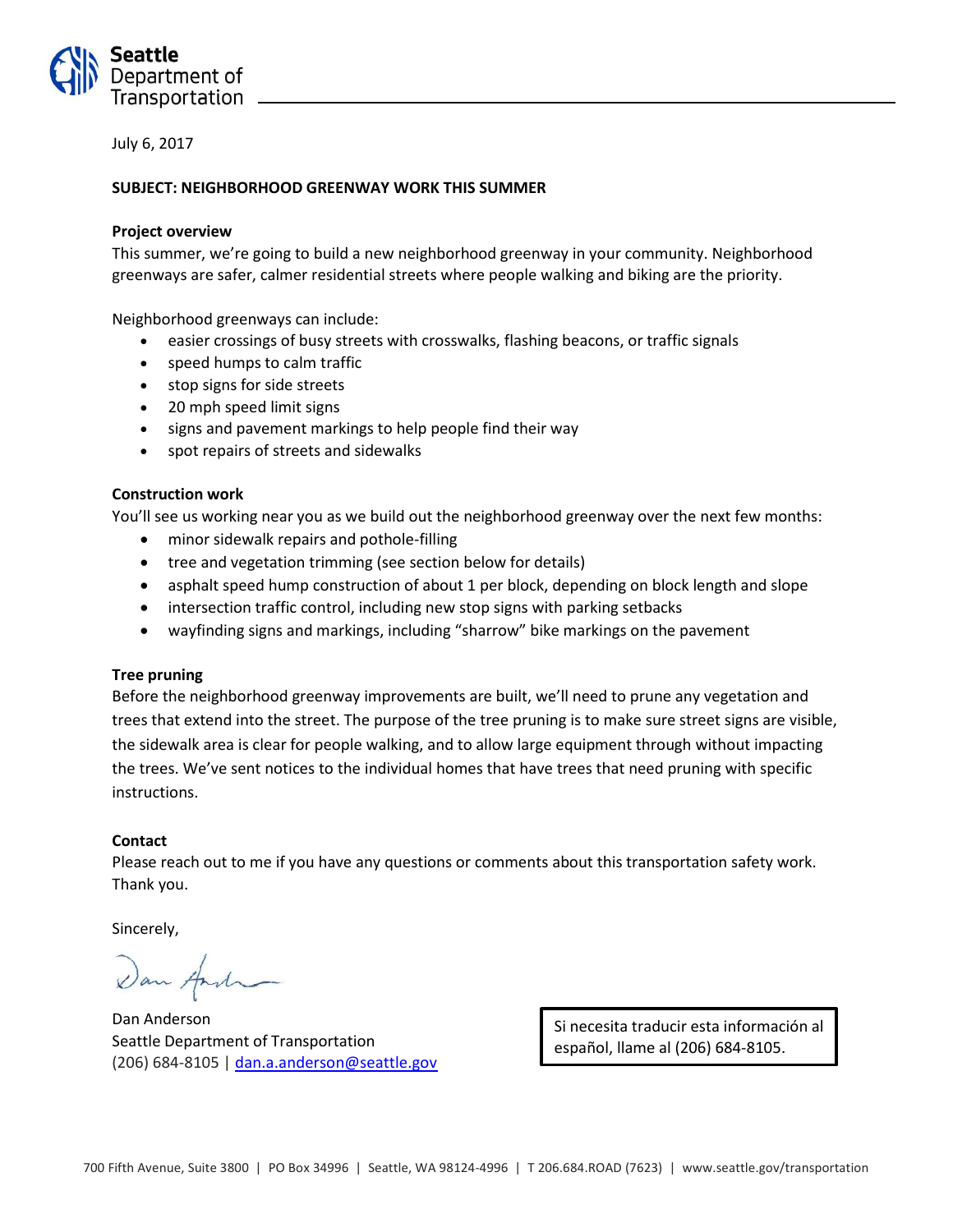Seattle Department of Transportation

July 6, 2017

**SUBJECT: NEIGHBORHOOD GREENWAY WORK THIS SUMMER**

**Project overview**

This summer, we're going to build a new neighborhood greenway in your community. Neighborhood greenways are safer, calmer residential streets where people walking and biking are the priority.

Neighborhood greenways can include:

- easier crossings of busy streets with crosswalks, flashing beacons, or traffic signals
- speed humps to calm traffic
- stop signs for side streets
- 20 mph speed limit signs
- signs and pavement markings to help people find their way
- spot repairs of streets and sidewalks

**Construction work**

You'll see us working near you as we build out the neighborhood greenway over the next few months:

- minor sidewalk repairs and pothole-filling
- tree and vegetation trimming (see section below for details)
- asphalt speed hump construction of about 1 per block, depending on block length and slope
- intersection traffic control, including new stop signs with parking setbacks
- wayfinding signs and markings, including "sharrow" bike markings on the pavement

**Tree pruning**

Before the neighborhood greenway improvements are built, we'll need to prune any vegetation and trees that extend into the street. The purpose of the tree pruning is to make sure street signs are visible, the sidewalk area is clear for people walking, and to allow large equipment through without impacting the trees. We've sent notices to the individual homes that have trees that need pruning with specific instructions.

**Contact**

Please reach out to me if you have any questions or comments about this transportation safety work. Thank you.

Sincerely,

Dan Anderson
Seattle Department of Transportation
(206) 684-8105 | dan.a.anderson@seattle.gov

Si necesita traducir esta información al español, llame al (206) 684-8105.

700 Fifth Avenue, Suite 3800 | PO Box 34996 | Seattle, WA 98124-4996 | T 206.684.ROAD (7623) | www.seattle.gov/transportation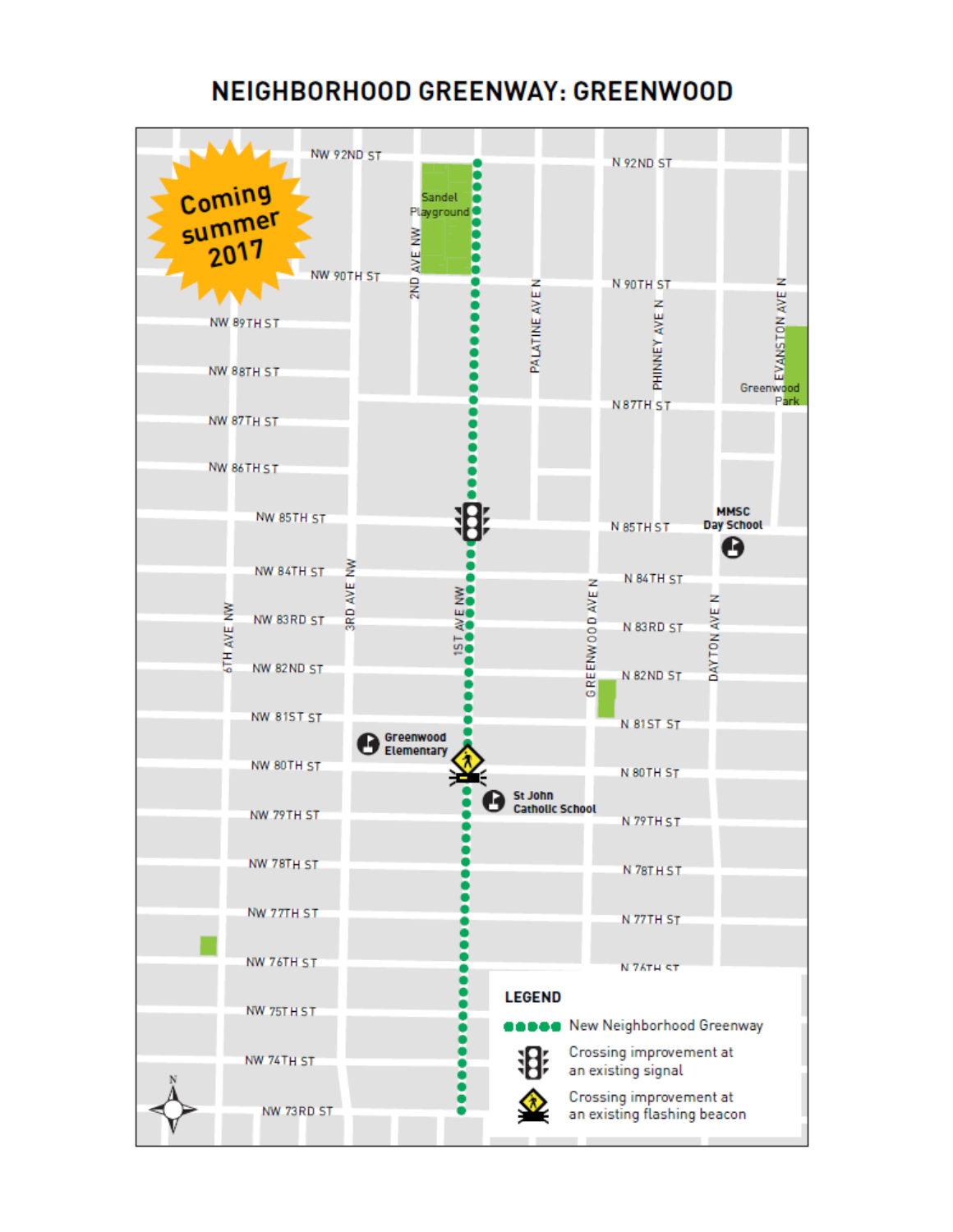# NEIGHBORHOOD GREENWAY: GREENWOOD

Coming summer 2017

NW 92ND ST
N 92ND ST
Sandel Playground
2ND AVE NW
NW 90TH ST
N 90TH ST
PALATINE AVE N
PHINNEY AVE N
EVANSTON AVE N
Greenwood Park
NW 89TH ST
NW 88TH ST
NW 87TH ST
N 87TH ST
NW 86TH ST
NW 85TH ST
N 85TH ST
MMSC Day School
NW 84TH ST
N 84TH ST
3RD AVE NW
1ST AVE NW
GREENWOOD AVE N
DAYTON AVE N
6TH AVE NW
NW 83RD ST
N 83RD ST
NW 82ND ST
N 82ND ST
NW 81ST ST
N 81ST ST
Greenwood Elementary
NW 80TH ST
N 80TH ST
St John Catholic School
NW 79TH ST
N 79TH ST
NW 78TH ST
N 78TH ST
NW 77TH ST
N 77TH ST
NW 76TH ST
N 76TH ST
NW 75TH ST
NW 74TH ST
NW 73RD ST
N

**LEGEND**

New Neighborhood Greenway

Crossing improvement at an existing signal

Crossing improvement at an existing flashing beacon